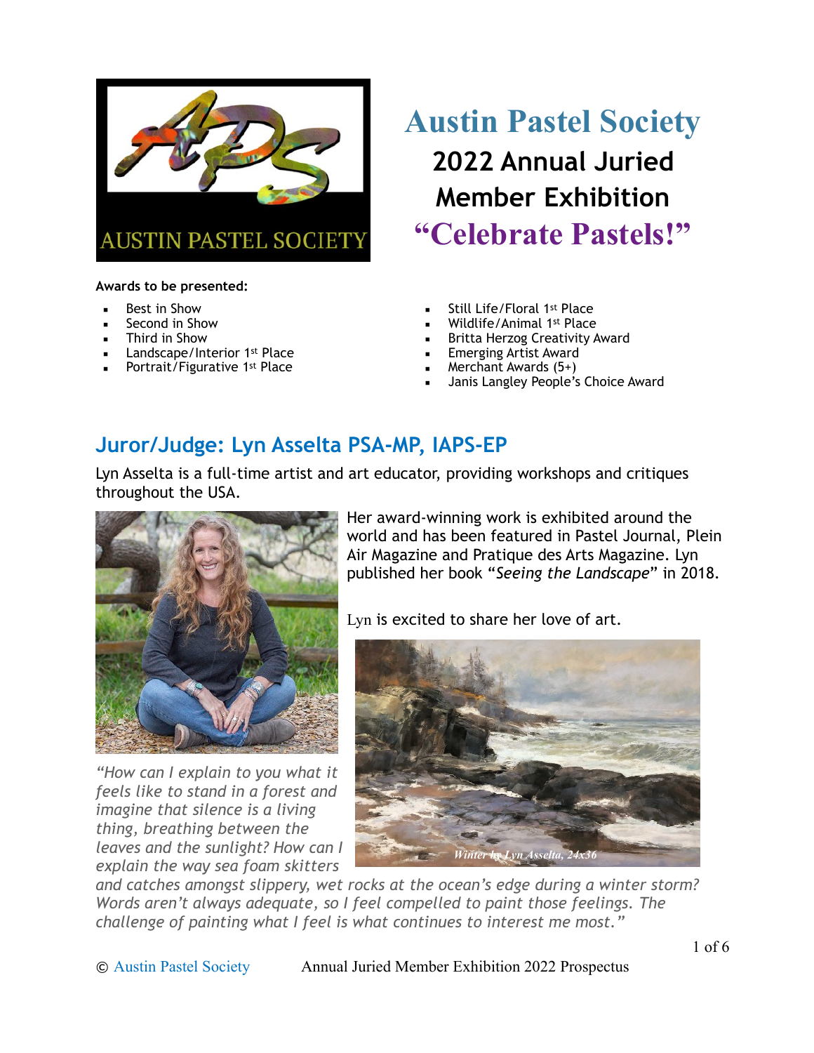# Austin Pastel Society

## 2022 Annual Juried Member Exhibition

## "Celebrate Pastels!"

**Awards to be presented:**

- Best in Show
- Second in Show
- Third in Show
- Landscape/Interior 1st Place
- Portrait/Figurative 1st Place
- Still Life/Floral 1st Place
- Wildlife/Animal 1st Place
- Britta Herzog Creativity Award
- Emerging Artist Award
- Merchant Awards (5+)
- Janis Langley People's Choice Award

## Juror/Judge: Lyn Asselta PSA-MP, IAPS-EP

Lyn Asselta is a full-time artist and art educator, providing workshops and critiques throughout the USA.

Her award-winning work is exhibited around the world and has been featured in Pastel Journal, Plein Air Magazine and Pratique des Arts Magazine. Lyn published her book "*Seeing the Landscape*" in 2018.

Lyn is excited to share her love of art.

*Winter by Lyn Asselta, 24x36*

*"How can I explain to you what it feels like to stand in a forest and imagine that silence is a living thing, breathing between the leaves and the sunlight? How can I explain the way sea foam skitters and catches amongst slippery, wet rocks at the ocean's edge during a winter storm? Words aren't always adequate, so I feel compelled to paint those feelings. The challenge of painting what I feel is what continues to interest me most."*

© Austin Pastel Society Annual Juried Member Exhibition 2022 Prospectus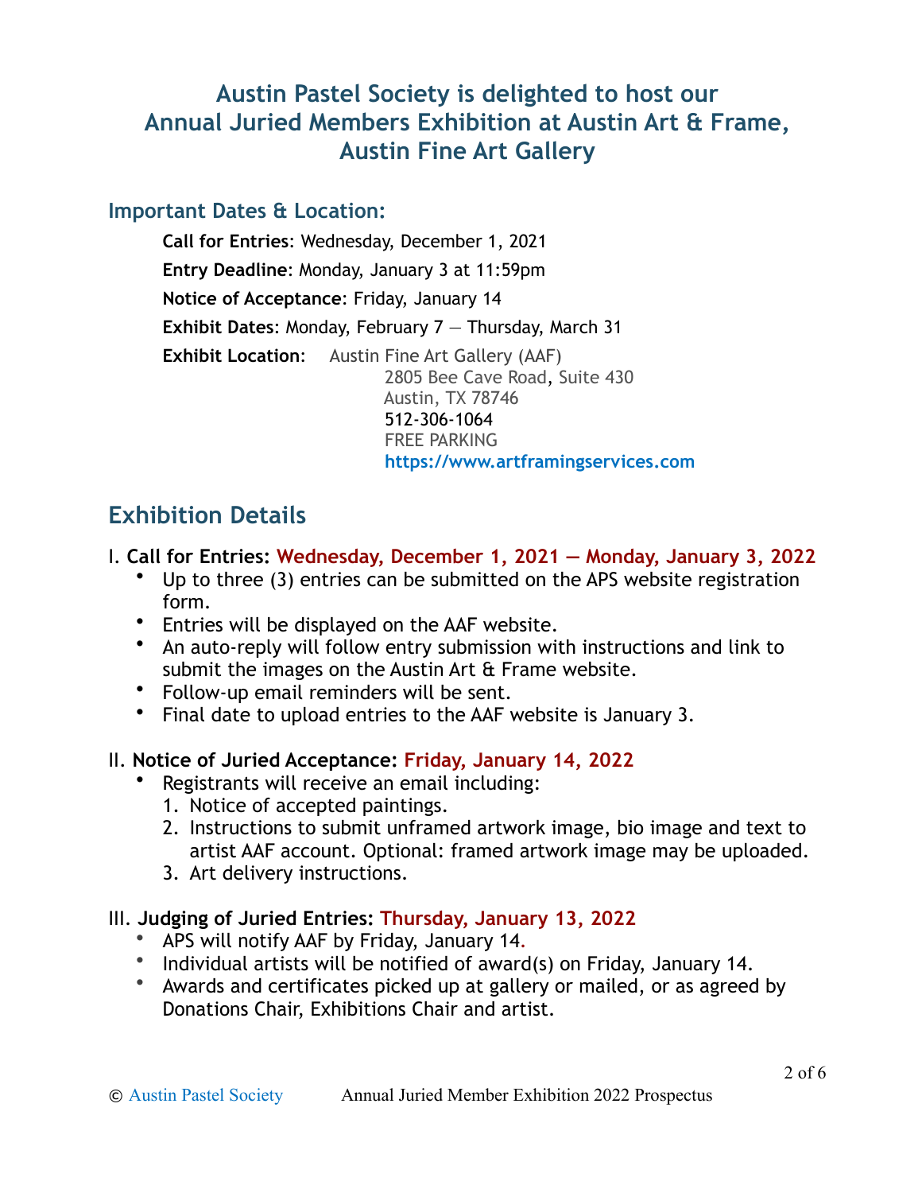## Austin Pastel Society is delighted to host our Annual Juried Members Exhibition at Austin Art & Frame, Austin Fine Art Gallery

### Important Dates & Location:

**Call for Entries**: Wednesday, December 1, 2021

**Entry Deadline**: Monday, January 3 at 11:59pm

**Notice of Acceptance**: Friday, January 14

**Exhibit Dates**: Monday, February 7 — Thursday, March 31

**Exhibit Location**: Austin Fine Art Gallery (AAF)
2805 Bee Cave Road, Suite 430
Austin, TX 78746
512-306-1064
FREE PARKING
**https://www.artframingservices.com**

## Exhibition Details

I. **Call for Entries: Wednesday, December 1, 2021 — Monday, January 3, 2022**

- Up to three (3) entries can be submitted on the APS website registration form.
- Entries will be displayed on the AAF website.
- An auto-reply will follow entry submission with instructions and link to submit the images on the Austin Art & Frame website.
- Follow-up email reminders will be sent.
- Final date to upload entries to the AAF website is January 3.

II. **Notice of Juried Acceptance: Friday, January 14, 2022**

- Registrants will receive an email including:
  1. Notice of accepted paintings.
  2. Instructions to submit unframed artwork image, bio image and text to artist AAF account. Optional: framed artwork image may be uploaded.
  3. Art delivery instructions.

III. **Judging of Juried Entries: Thursday, January 13, 2022**

- APS will notify AAF by Friday, January 14.
- Individual artists will be notified of award(s) on Friday, January 14.
- Awards and certificates picked up at gallery or mailed, or as agreed by Donations Chair, Exhibitions Chair and artist.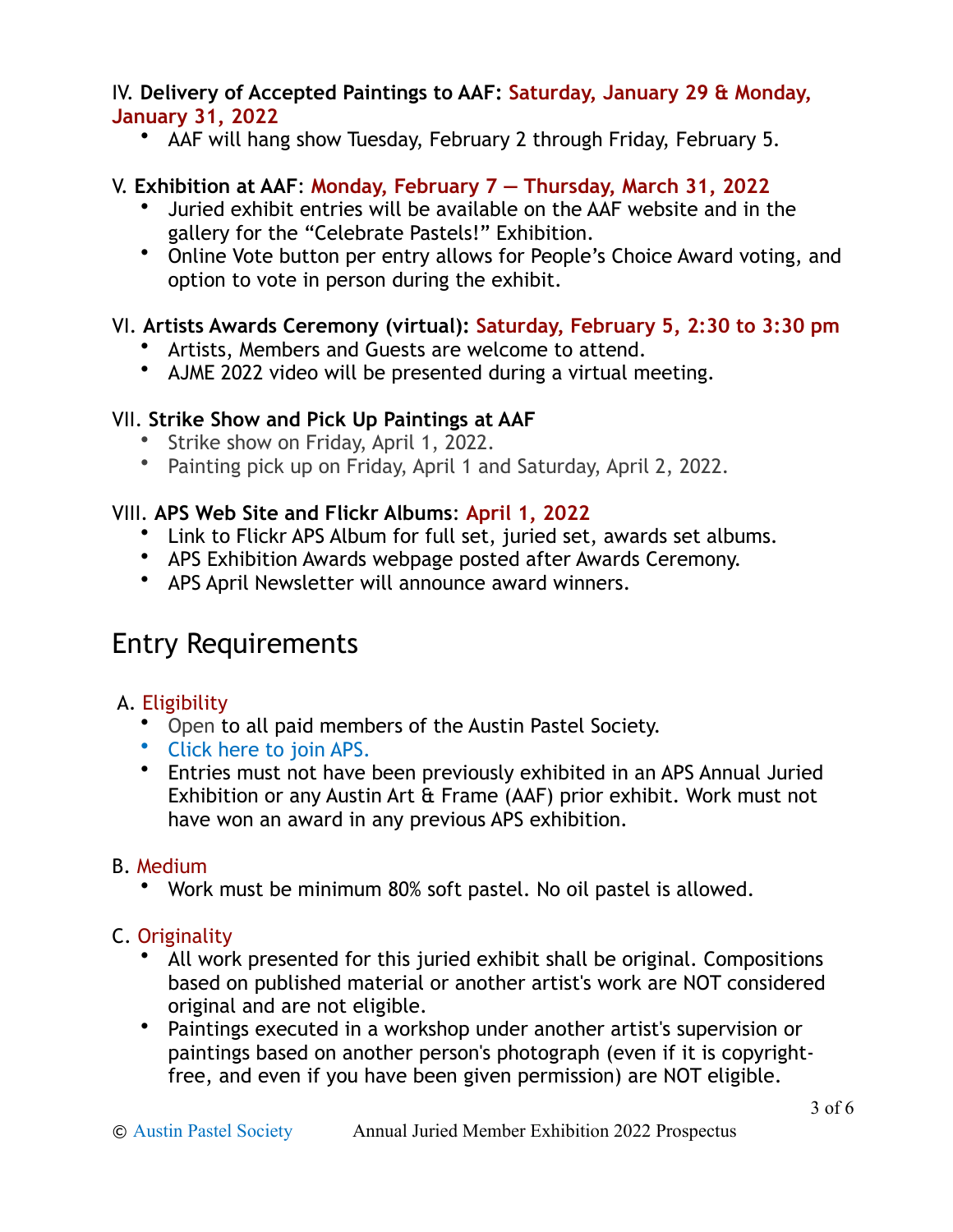IV. **Delivery of Accepted Paintings to AAF: Saturday, January 29 & Monday, January 31, 2022**

- AAF will hang show Tuesday, February 2 through Friday, February 5.

V. **Exhibition at AAF**: **Monday, February 7 — Thursday, March 31, 2022**

- Juried exhibit entries will be available on the AAF website and in the gallery for the "Celebrate Pastels!" Exhibition.
- Online Vote button per entry allows for People's Choice Award voting, and option to vote in person during the exhibit.

VI. **Artists Awards Ceremony (virtual): Saturday, February 5, 2:30 to 3:30 pm**

- Artists, Members and Guests are welcome to attend.
- AJME 2022 video will be presented during a virtual meeting.

VII. **Strike Show and Pick Up Paintings at AAF**

- Strike show on Friday, April 1, 2022.
- Painting pick up on Friday, April 1 and Saturday, April 2, 2022.

VIII. **APS Web Site and Flickr Albums**: **April 1, 2022**

- Link to Flickr APS Album for full set, juried set, awards set albums.
- APS Exhibition Awards webpage posted after Awards Ceremony.
- APS April Newsletter will announce award winners.

## Entry Requirements

A. Eligibility

- Open to all paid members of the Austin Pastel Society.
- Click here to join APS.
- Entries must not have been previously exhibited in an APS Annual Juried Exhibition or any Austin Art & Frame (AAF) prior exhibit. Work must not have won an award in any previous APS exhibition.

B. Medium

- Work must be minimum 80% soft pastel. No oil pastel is allowed.

C. Originality

- All work presented for this juried exhibit shall be original. Compositions based on published material or another artist's work are NOT considered original and are not eligible.
- Paintings executed in a workshop under another artist's supervision or paintings based on another person's photograph (even if it is copyright-free, and even if you have been given permission) are NOT eligible.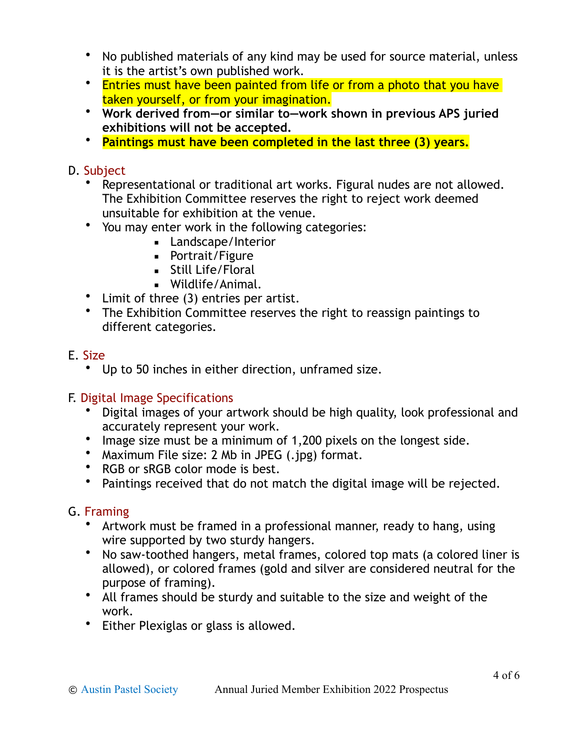- No published materials of any kind may be used for source material, unless it is the artist's own published work.
- Entries must have been painted from life or from a photo that you have taken yourself, or from your imagination.
- **Work derived from—or similar to—work shown in previous APS juried exhibitions will not be accepted.**
- **Paintings must have been completed in the last three (3) years.**

D. Subject

- Representational or traditional art works. Figural nudes are not allowed. The Exhibition Committee reserves the right to reject work deemed unsuitable for exhibition at the venue.
- You may enter work in the following categories:
  - Landscape/Interior
  - Portrait/Figure
  - Still Life/Floral
  - Wildlife/Animal.
- Limit of three (3) entries per artist.
- The Exhibition Committee reserves the right to reassign paintings to different categories.

E. Size

- Up to 50 inches in either direction, unframed size.

F. Digital Image Specifications

- Digital images of your artwork should be high quality, look professional and accurately represent your work.
- Image size must be a minimum of 1,200 pixels on the longest side.
- Maximum File size: 2 Mb in JPEG (.jpg) format.
- RGB or sRGB color mode is best.
- Paintings received that do not match the digital image will be rejected.

G. Framing

- Artwork must be framed in a professional manner, ready to hang, using wire supported by two sturdy hangers.
- No saw-toothed hangers, metal frames, colored top mats (a colored liner is allowed), or colored frames (gold and silver are considered neutral for the purpose of framing).
- All frames should be sturdy and suitable to the size and weight of the work.
- Either Plexiglas or glass is allowed.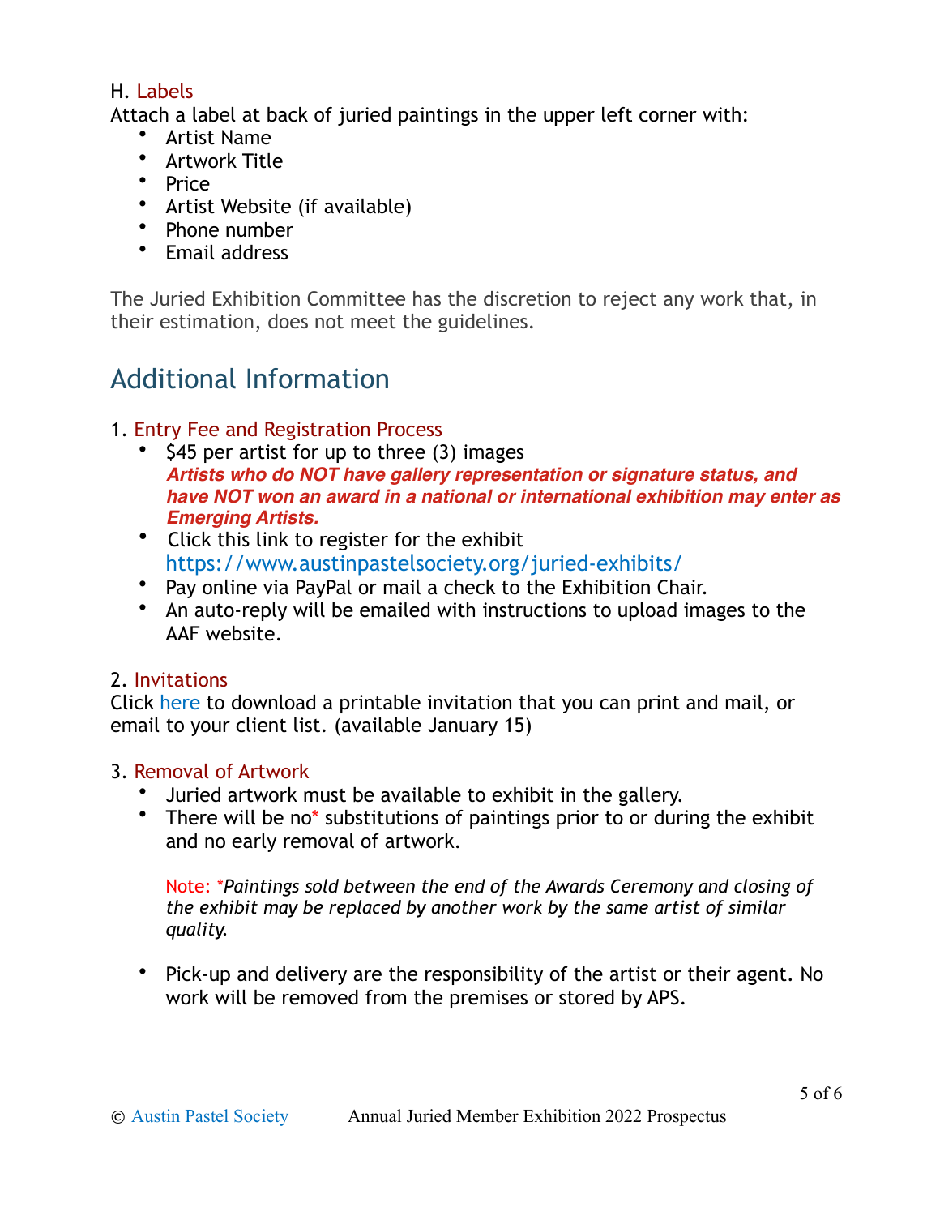H. Labels

Attach a label at back of juried paintings in the upper left corner with:

- Artist Name
- Artwork Title
- Price
- Artist Website (if available)
- Phone number
- Email address

The Juried Exhibition Committee has the discretion to reject any work that, in their estimation, does not meet the guidelines.

## Additional Information

1. Entry Fee and Registration Process
    - $45 per artist for up to three (3) images
      ***Artists who do NOT have gallery representation or signature status, and have NOT won an award in a national or international exhibition may enter as Emerging Artists.***
    - Click this link to register for the exhibit
      https://www.austinpastelsociety.org/juried-exhibits/
    - Pay online via PayPal or mail a check to the Exhibition Chair.
    - An auto-reply will be emailed with instructions to upload images to the AAF website.

2. Invitations

Click here to download a printable invitation that you can print and mail, or email to your client list. (available January 15)

3. Removal of Artwork
    - Juried artwork must be available to exhibit in the gallery.
    - There will be no* substitutions of paintings prior to or during the exhibit and no early removal of artwork.

      Note: **Paintings sold between the end of the Awards Ceremony and closing of the exhibit may be replaced by another work by the same artist of similar quality.*

    - Pick-up and delivery are the responsibility of the artist or their agent. No work will be removed from the premises or stored by APS.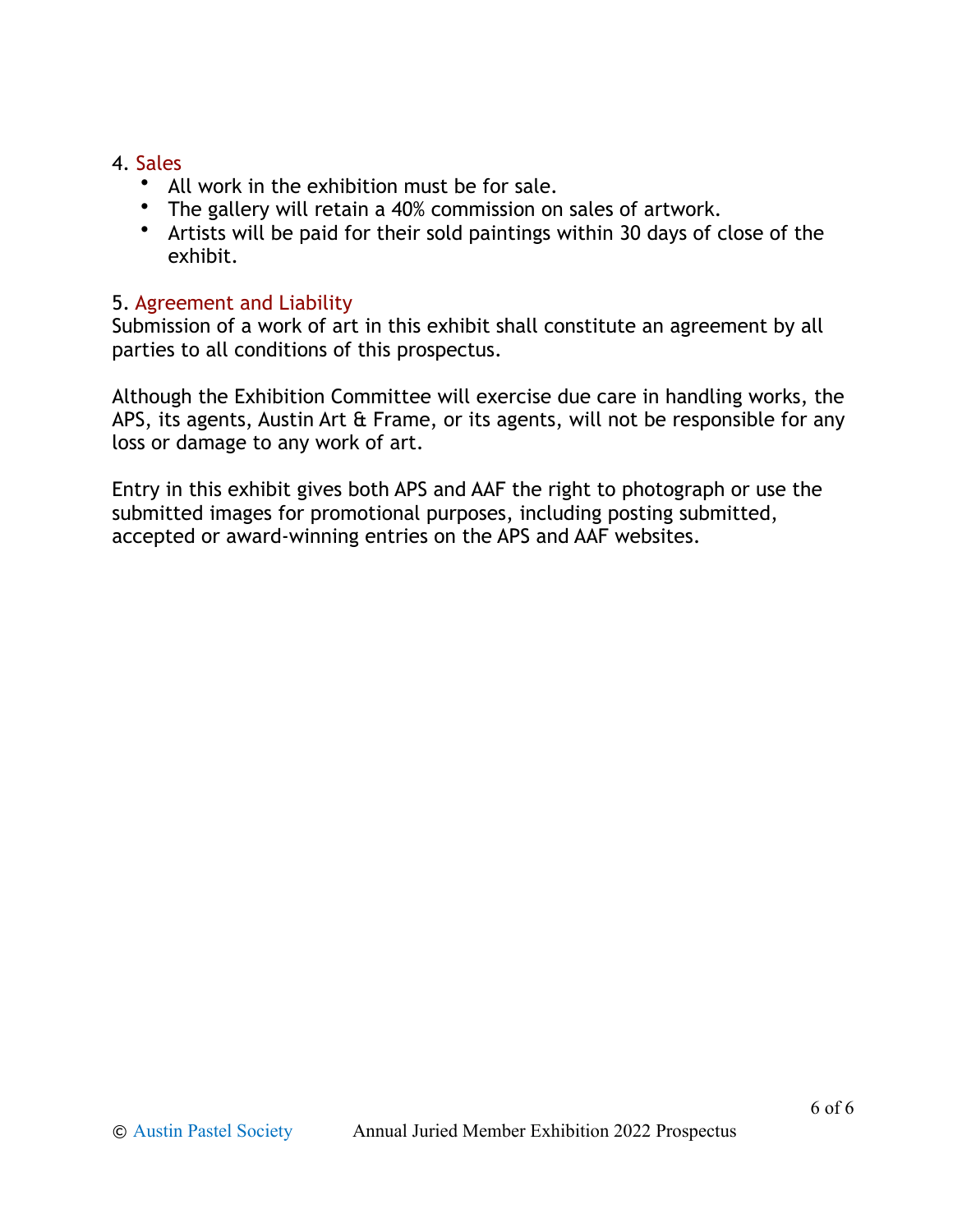4. Sales

- All work in the exhibition must be for sale.
- The gallery will retain a 40% commission on sales of artwork.
- Artists will be paid for their sold paintings within 30 days of close of the exhibit.

5. Agreement and Liability

Submission of a work of art in this exhibit shall constitute an agreement by all parties to all conditions of this prospectus.

Although the Exhibition Committee will exercise due care in handling works, the APS, its agents, Austin Art & Frame, or its agents, will not be responsible for any loss or damage to any work of art.

Entry in this exhibit gives both APS and AAF the right to photograph or use the submitted images for promotional purposes, including posting submitted, accepted or award-winning entries on the APS and AAF websites.